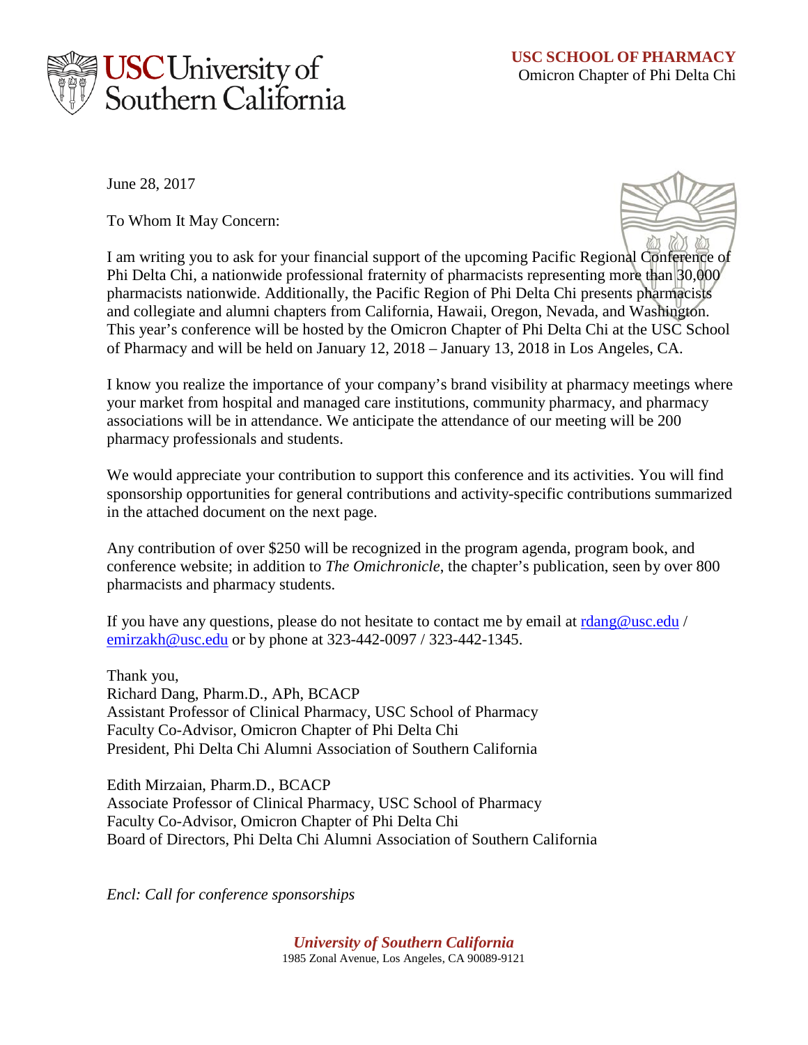**USC SCHOOL OF PHARMACY**
Omicron Chapter of Phi Delta Chi

June 28, 2017

To Whom It May Concern:

I am writing you to ask for your financial support of the upcoming Pacific Regional Conference of Phi Delta Chi, a nationwide professional fraternity of pharmacists representing more than 30,000 pharmacists nationwide. Additionally, the Pacific Region of Phi Delta Chi presents pharmacists and collegiate and alumni chapters from California, Hawaii, Oregon, Nevada, and Washington. This year's conference will be hosted by the Omicron Chapter of Phi Delta Chi at the USC School of Pharmacy and will be held on January 12, 2018 – January 13, 2018 in Los Angeles, CA.

I know you realize the importance of your company's brand visibility at pharmacy meetings where your market from hospital and managed care institutions, community pharmacy, and pharmacy associations will be in attendance. We anticipate the attendance of our meeting will be 200 pharmacy professionals and students.

We would appreciate your contribution to support this conference and its activities. You will find sponsorship opportunities for general contributions and activity-specific contributions summarized in the attached document on the next page.

Any contribution of over $250 will be recognized in the program agenda, program book, and conference website; in addition to *The Omichronicle*, the chapter's publication, seen by over 800 pharmacists and pharmacy students.

If you have any questions, please do not hesitate to contact me by email at rdang@usc.edu / emirzakh@usc.edu or by phone at 323-442-0097 / 323-442-1345.

Thank you,
Richard Dang, Pharm.D., APh, BCACP
Assistant Professor of Clinical Pharmacy, USC School of Pharmacy
Faculty Co-Advisor, Omicron Chapter of Phi Delta Chi
President, Phi Delta Chi Alumni Association of Southern California

Edith Mirzaian, Pharm.D., BCACP
Associate Professor of Clinical Pharmacy, USC School of Pharmacy
Faculty Co-Advisor, Omicron Chapter of Phi Delta Chi
Board of Directors, Phi Delta Chi Alumni Association of Southern California

*Encl: Call for conference sponsorships*

***University of Southern California***
1985 Zonal Avenue, Los Angeles, CA 90089-9121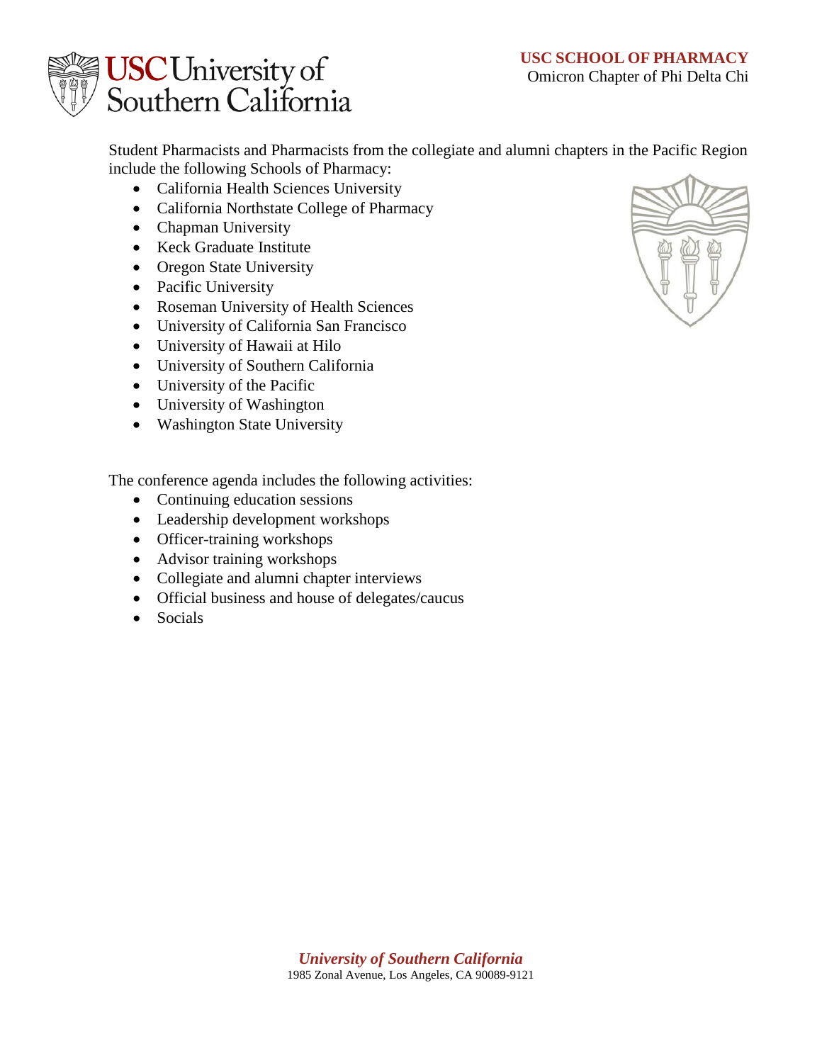Student Pharmacists and Pharmacists from the collegiate and alumni chapters in the Pacific Region include the following Schools of Pharmacy:

- California Health Sciences University
- California Northstate College of Pharmacy
- Chapman University
- Keck Graduate Institute
- Oregon State University
- Pacific University
- Roseman University of Health Sciences
- University of California San Francisco
- University of Hawaii at Hilo
- University of Southern California
- University of the Pacific
- University of Washington
- Washington State University

The conference agenda includes the following activities:

- Continuing education sessions
- Leadership development workshops
- Officer-training workshops
- Advisor training workshops
- Collegiate and alumni chapter interviews
- Official business and house of delegates/caucus
- Socials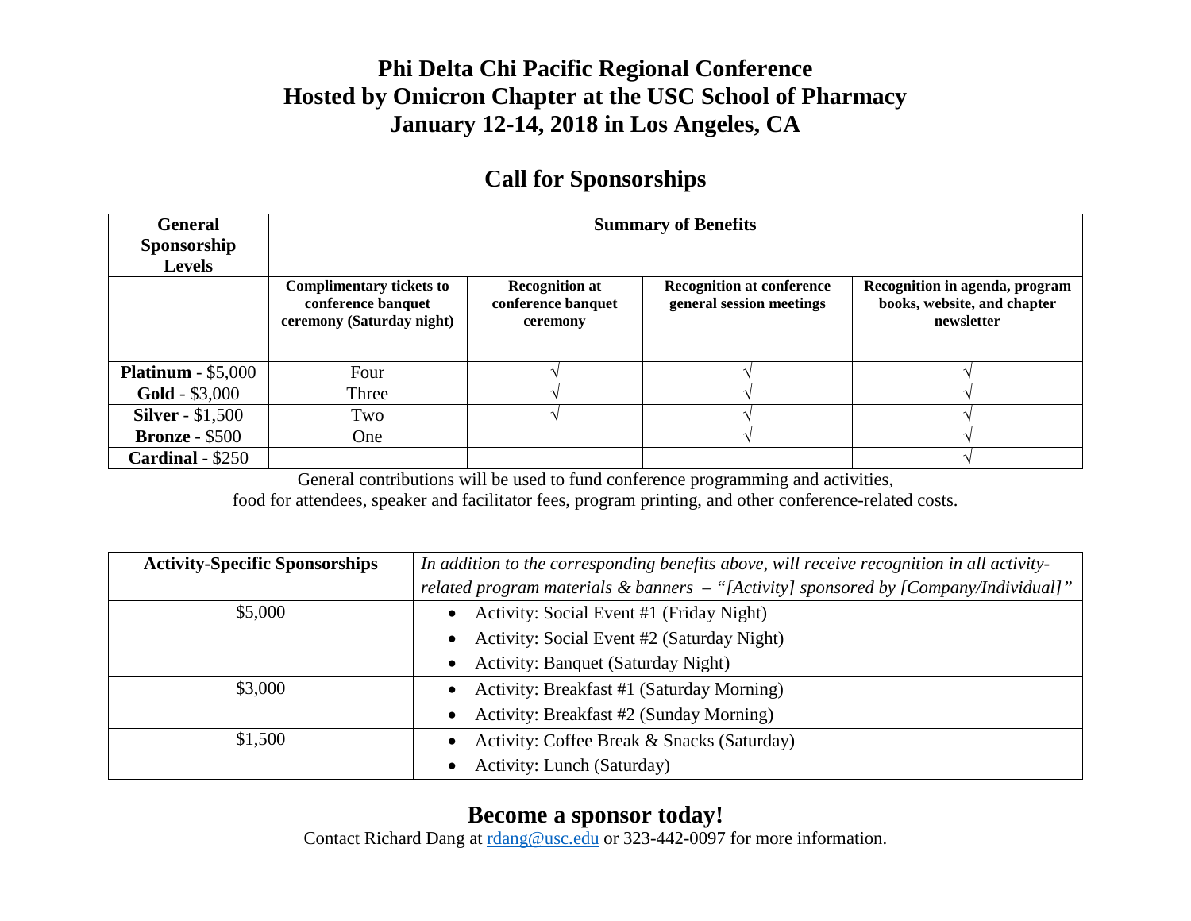# Phi Delta Chi Pacific Regional Conference
# Hosted by Omicron Chapter at the USC School of Pharmacy
# January 12-14, 2018 in Los Angeles, CA

## Call for Sponsorships

| General Sponsorship Levels | Summary of Benefits | | | |
|---|---|---|---|---|
| | **Complimentary tickets to conference banquet ceremony (Saturday night)** | **Recognition at conference banquet ceremony** | **Recognition at conference general session meetings** | **Recognition in agenda, program books, website, and chapter newsletter** |
| **Platinum** - $5,000 | Four | √ | √ | √ |
| **Gold** - $3,000 | Three | √ | √ | √ |
| **Silver** - $1,500 | Two | √ | √ | √ |
| **Bronze** - $500 | One | | √ | √ |
| **Cardinal** - $250 | | | | √ |

General contributions will be used to fund conference programming and activities, food for attendees, speaker and facilitator fees, program printing, and other conference-related costs.

| **Activity-Specific Sponsorships** | *In addition to the corresponding benefits above, will receive recognition in all activity-related program materials & banners – "[Activity] sponsored by [Company/Individual]"* |
|---|---|
| $5,000 | • Activity: Social Event #1 (Friday Night)<br>• Activity: Social Event #2 (Saturday Night)<br>• Activity: Banquet (Saturday Night) |
| $3,000 | • Activity: Breakfast #1 (Saturday Morning)<br>• Activity: Breakfast #2 (Sunday Morning) |
| $1,500 | • Activity: Coffee Break & Snacks (Saturday)<br>• Activity: Lunch (Saturday) |

## Become a sponsor today!

Contact Richard Dang at rdang@usc.edu or 323-442-0097 for more information.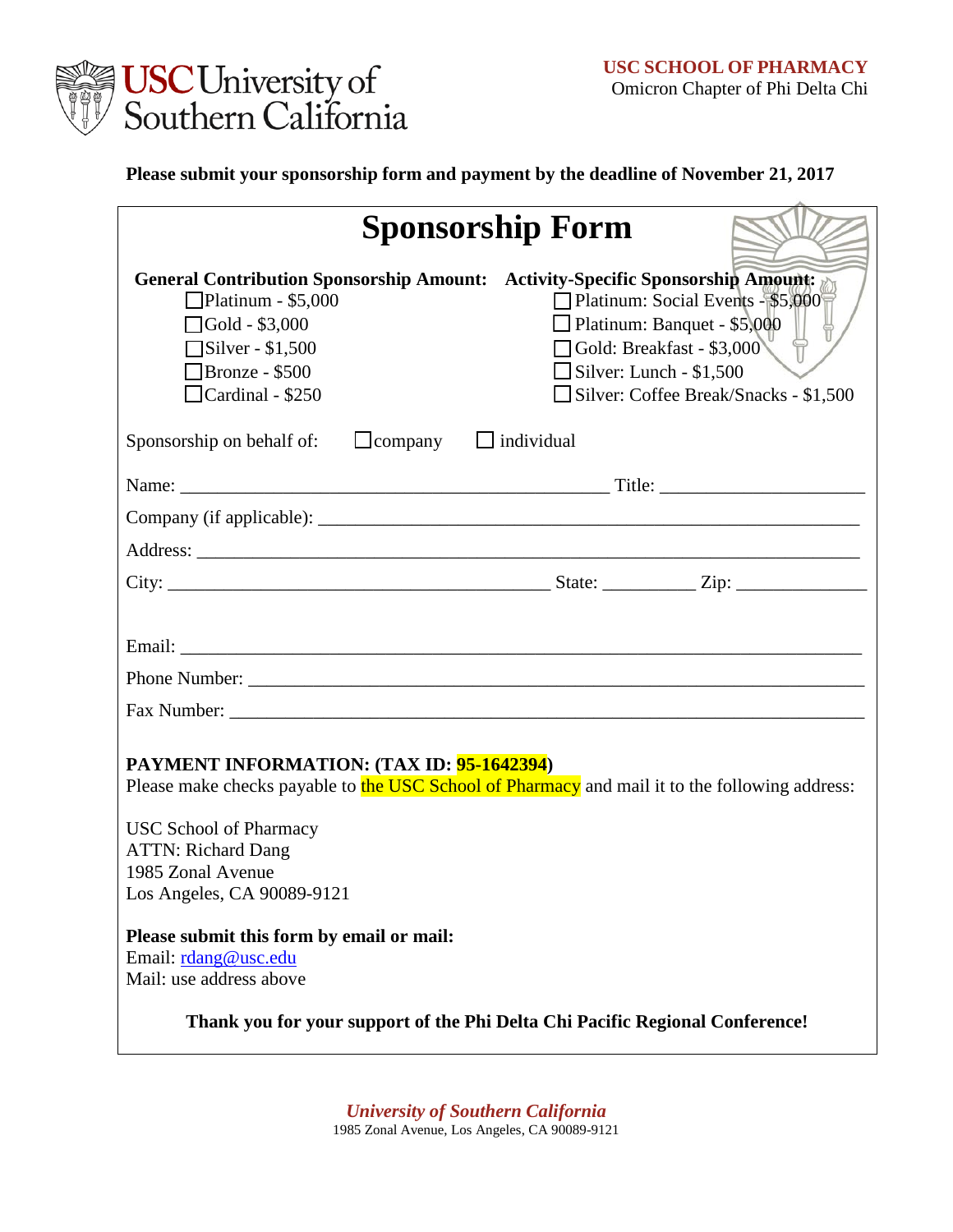**USC SCHOOL OF PHARMACY**
Omicron Chapter of Phi Delta Chi

**Please submit your sponsorship form and payment by the deadline of November 21, 2017**

# Sponsorship Form

| **General Contribution Sponsorship Amount:** | **Activity-Specific Sponsorship Amount:** |
|---|---|
| ☐ Platinum - $5,000 | ☐ Platinum: Social Events - $5,000 |
| ☐ Gold - $3,000 | ☐ Platinum: Banquet - $5,000 |
| ☐ Silver - $1,500 | ☐ Gold: Breakfast - $3,000 |
| ☐ Bronze - $500 | ☐ Silver: Lunch - $1,500 |
| ☐ Cardinal - $250 | ☐ Silver: Coffee Break/Snacks - $1,500 |

Sponsorship on behalf of: ☐ company ☐ individual

Name: ______________________________________________ Title: ______________________

Company (if applicable): ____________________________________________________________

Address: _______________________________________________________________________

City: __________________________________________ State: __________ Zip: ______________

Email: _________________________________________________________________________

Phone Number: ___________________________________________________________________

Fax Number: _____________________________________________________________________

**PAYMENT INFORMATION: (TAX ID: 95-1642394)**
Please make checks payable to the USC School of Pharmacy and mail it to the following address:

USC School of Pharmacy
ATTN: Richard Dang
1985 Zonal Avenue
Los Angeles, CA 90089-9121

**Please submit this form by email or mail:**
Email: rdang@usc.edu
Mail: use address above

**Thank you for your support of the Phi Delta Chi Pacific Regional Conference!**

*University of Southern California*
1985 Zonal Avenue, Los Angeles, CA 90089-9121